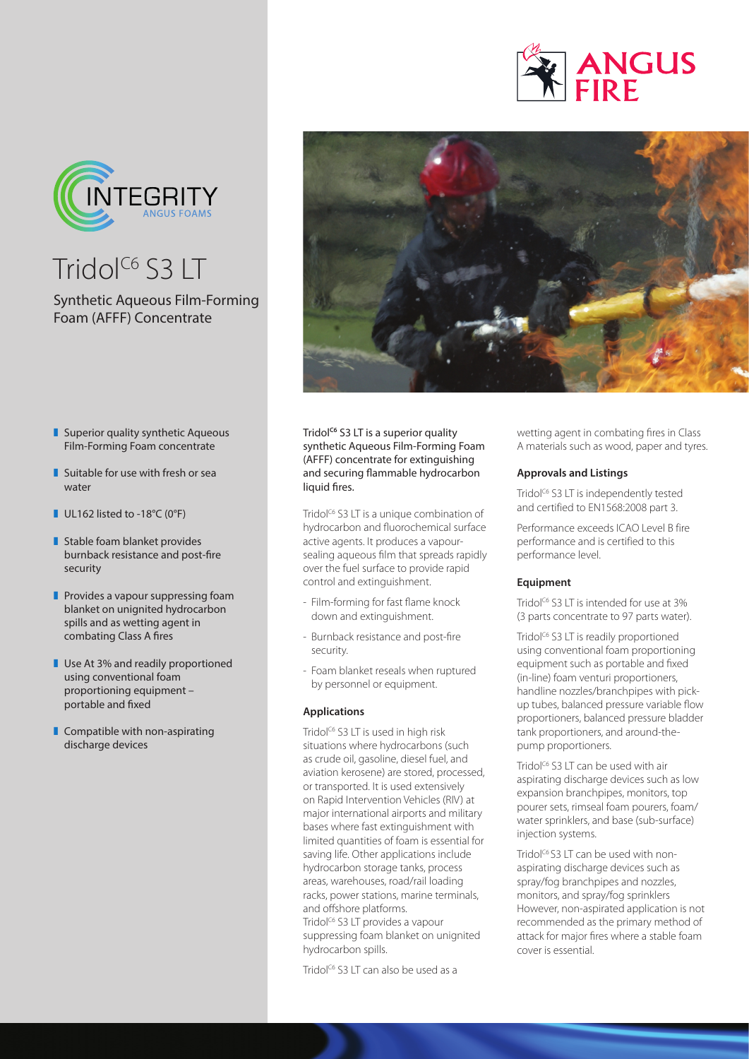# Tridol[C6] S3 LT

## Synthetic Aqueous Film-Forming Foam (AFFF) Concentrate

- Superior quality synthetic Aqueous Film-Forming Foam concentrate
- Suitable for use with fresh or sea water
- UL162 listed to -18°C (0°F)
- Stable foam blanket provides burnback resistance and post-fire security
- Provides a vapour suppressing foam blanket on unignited hydrocarbon spills and as wetting agent in combating Class A fires
- Use At 3% and readily proportioned using conventional foam proportioning equipment – portable and fixed
- Compatible with non-aspirating discharge devices

**Tridol[C6] S3 LT is a superior quality synthetic Aqueous Film-Forming Foam (AFFF) concentrate for extinguishing and securing flammable hydrocarbon liquid fires.**

Tridol[C6] S3 LT is a unique combination of hydrocarbon and fluorochemical surface active agents. It produces a vapour-sealing aqueous film that spreads rapidly over the fuel surface to provide rapid control and extinguishment.

- Film-forming for fast flame knock down and extinguishment.
- Burnback resistance and post-fire security.
- Foam blanket reseals when ruptured by personnel or equipment.

### Applications

Tridol[C6] S3 LT is used in high risk situations where hydrocarbons (such as crude oil, gasoline, diesel fuel, and aviation kerosene) are stored, processed, or transported. It is used extensively on Rapid Intervention Vehicles (RIV) at major international airports and military bases where fast extinguishment with limited quantities of foam is essential for saving life. Other applications include hydrocarbon storage tanks, process areas, warehouses, road/rail loading racks, power stations, marine terminals, and offshore platforms.
Tridol[C6] S3 LT provides a vapour suppressing foam blanket on unignited hydrocarbon spills.

Tridol[C6] S3 LT can also be used as a wetting agent in combating fires in Class A materials such as wood, paper and tyres.

### Approvals and Listings

Tridol[C6] S3 LT is independently tested and certified to EN1568:2008 part 3.

Performance exceeds ICAO Level B fire performance and is certified to this performance level.

### Equipment

Tridol[C6] S3 LT is intended for use at 3% (3 parts concentrate to 97 parts water).

Tridol[C6] S3 LT is readily proportioned using conventional foam proportioning equipment such as portable and fixed (in-line) foam venturi proportioners, handline nozzles/branchpipes with pick-up tubes, balanced pressure variable flow proportioners, balanced pressure bladder tank proportioners, and around-the-pump proportioners.

Tridol[C6] S3 LT can be used with air aspirating discharge devices such as low expansion branchpipes, monitors, top pourer sets, rimseal foam pourers, foam/water sprinklers, and base (sub-surface) injection systems.

Tridol[C6] S3 LT can be used with non-aspirating discharge devices such as spray/fog branchpipes and nozzles, monitors, and spray/fog sprinklers However, non-aspirated application is not recommended as the primary method of attack for major fires where a stable foam cover is essential.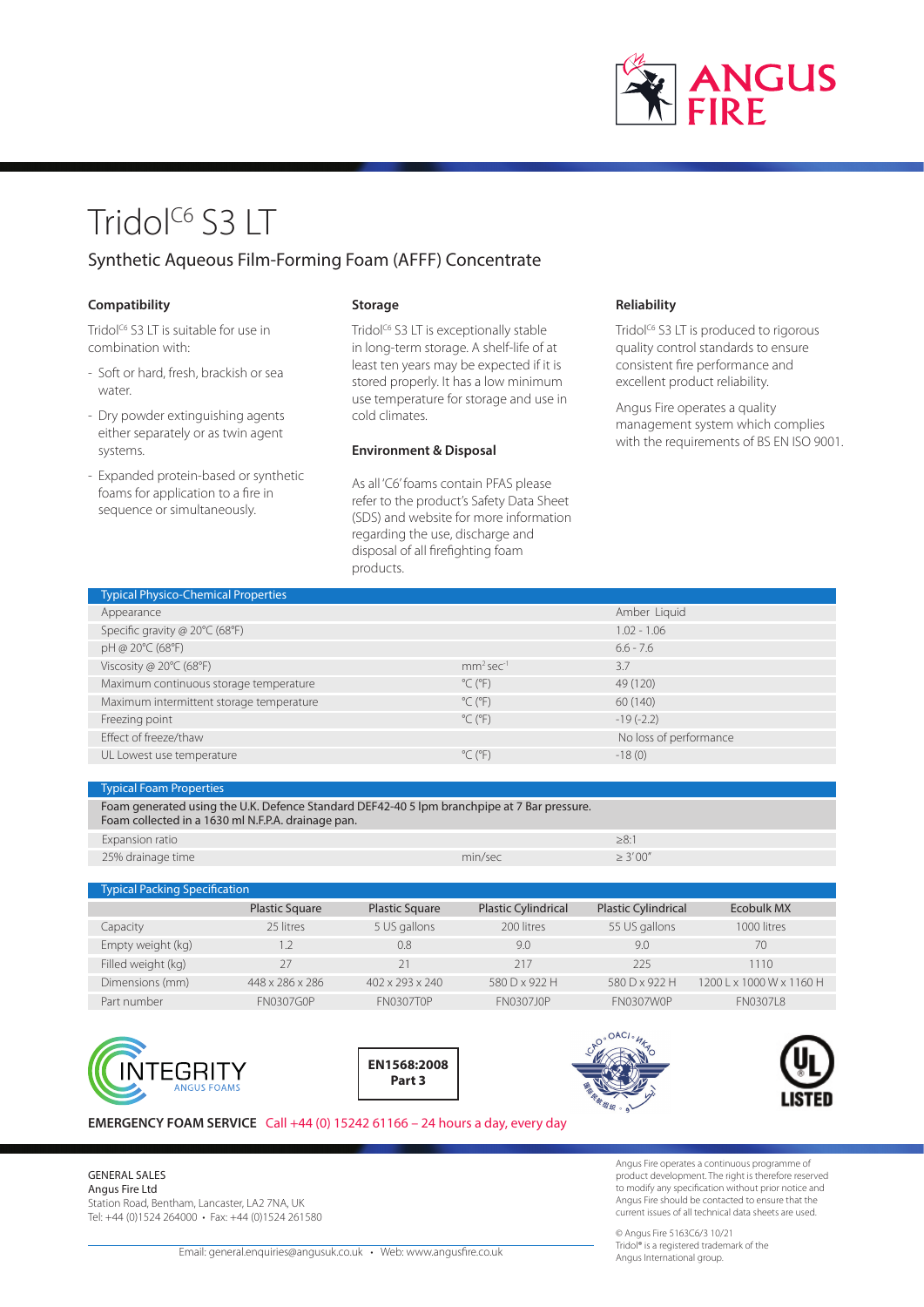# Tridol$^{C6}$ S3 LT

## Synthetic Aqueous Film-Forming Foam (AFFF) Concentrate

### Compatibility

Tridol$^{C6}$ S3 LT is suitable for use in combination with:

- Soft or hard, fresh, brackish or sea water.
- Dry powder extinguishing agents either separately or as twin agent systems.
- Expanded protein-based or synthetic foams for application to a fire in sequence or simultaneously.

### Storage

Tridol$^{C6}$ S3 LT is exceptionally stable in long-term storage. A shelf-life of at least ten years may be expected if it is stored properly. It has a low minimum use temperature for storage and use in cold climates.

### Environment & Disposal

As all 'C6' foams contain PFAS please refer to the product's Safety Data Sheet (SDS) and website for more information regarding the use, discharge and disposal of all firefighting foam products.

### Reliability

Tridol$^{C6}$ S3 LT is produced to rigorous quality control standards to ensure consistent fire performance and excellent product reliability.

Angus Fire operates a quality management system which complies with the requirements of BS EN ISO 9001.

| Typical Physico-Chemical Properties | | |
|---|---|---|
| Appearance | | Amber Liquid |
| Specific gravity @ 20°C (68°F) | | 1.02 - 1.06 |
| pH @ 20°C (68°F) | | 6.6 - 7.6 |
| Viscosity @ 20°C (68°F) | $mm^2 sec^{-1}$ | 3.7 |
| Maximum continuous storage temperature | °C (°F) | 49 (120) |
| Maximum intermittent storage temperature | °C (°F) | 60 (140) |
| Freezing point | °C (°F) | -19 (-2.2) |
| Effect of freeze/thaw | | No loss of performance |
| UL Lowest use temperature | °C (°F) | -18 (0) |

| Typical Foam Properties | | |
|---|---|---|
| Foam generated using the U.K. Defence Standard DEF42-40 5 lpm branchpipe at 7 Bar pressure. Foam collected in a 1630 ml N.F.P.A. drainage pan. | | |
| Expansion ratio | | ≥8:1 |
| 25% drainage time | min/sec | ≥ 3'00" |

| Typical Packing Specification | Plastic Square | Plastic Square | Plastic Cylindrical | Plastic Cylindrical | Ecobulk MX |
|---|---|---|---|---|---|
| Capacity | 25 litres | 5 US gallons | 200 litres | 55 US gallons | 1000 litres |
| Empty weight (kg) | 1.2 | 0.8 | 9.0 | 9.0 | 70 |
| Filled weight (kg) | 27 | 21 | 217 | 225 | 1110 |
| Dimensions (mm) | 448 x 286 x 286 | 402 x 293 x 240 | 580 D x 922 H | 580 D x 922 H | 1200 L x 1000 W x 1160 H |
| Part number | FN0307G0P | FN0307T0P | FN0307J0P | FN0307W0P | FN0307L8 |

INTEGRITY ANGUS FOAMS

EN1568:2008 Part 3

UL LISTED

**EMERGENCY FOAM SERVICE** Call +44 (0) 15242 61166 – 24 hours a day, every day

GENERAL SALES
Angus Fire Ltd
Station Road, Bentham, Lancaster, LA2 7NA, UK
Tel: +44 (0)1524 264000 • Fax: +44 (0)1524 261580

Email: general.enquiries@angusuk.co.uk • Web: www.angusfire.co.uk

Angus Fire operates a continuous programme of product development. The right is therefore reserved to modify any specification without prior notice and Angus Fire should be contacted to ensure that the current issues of all technical data sheets are used.

© Angus Fire 5163C6/3 10/21
Tridol® is a registered trademark of the Angus International group.